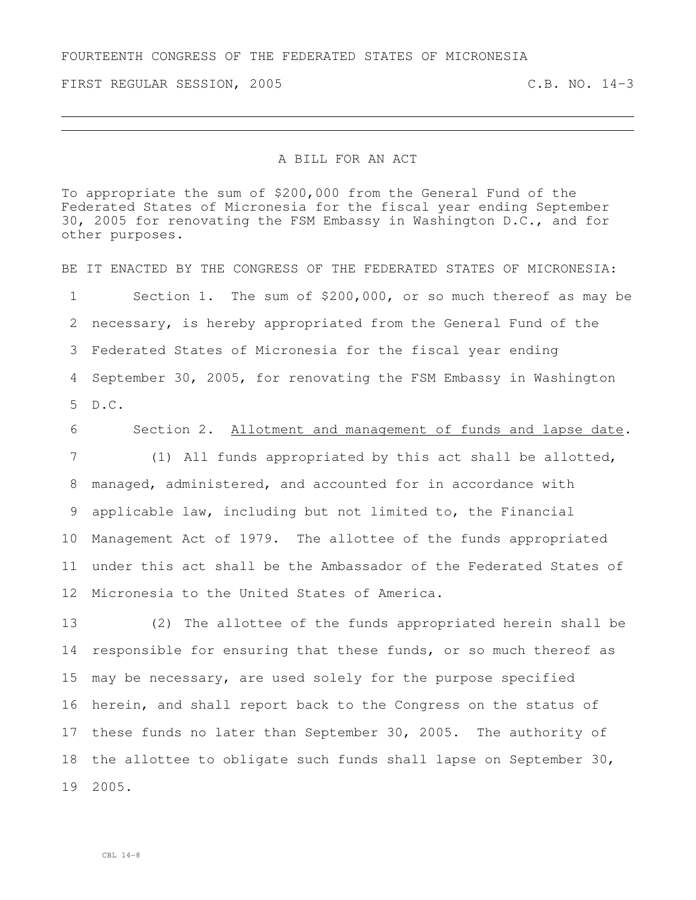FOURTEENTH CONGRESS OF THE FEDERATED STATES OF MICRONESIA

FIRST REGULAR SESSION, 2005 C.B. NO. 14-3

---

A BILL FOR AN ACT

To appropriate the sum of $200,000 from the General Fund of the Federated States of Micronesia for the fiscal year ending September 30, 2005 for renovating the FSM Embassy in Washington D.C., and for other purposes.

BE IT ENACTED BY THE CONGRESS OF THE FEDERATED STATES OF MICRONESIA:

Section 1. The sum of $200,000, or so much thereof as may be necessary, is hereby appropriated from the General Fund of the Federated States of Micronesia for the fiscal year ending September 30, 2005, for renovating the FSM Embassy in Washington D.C.

Section 2. Allotment and management of funds and lapse date.

(1) All funds appropriated by this act shall be allotted, managed, administered, and accounted for in accordance with applicable law, including but not limited to, the Financial Management Act of 1979. The allottee of the funds appropriated under this act shall be the Ambassador of the Federated States of Micronesia to the United States of America.

(2) The allottee of the funds appropriated herein shall be responsible for ensuring that these funds, or so much thereof as may be necessary, are used solely for the purpose specified herein, and shall report back to the Congress on the status of these funds no later than September 30, 2005. The authority of the allottee to obligate such funds shall lapse on September 30, 2005.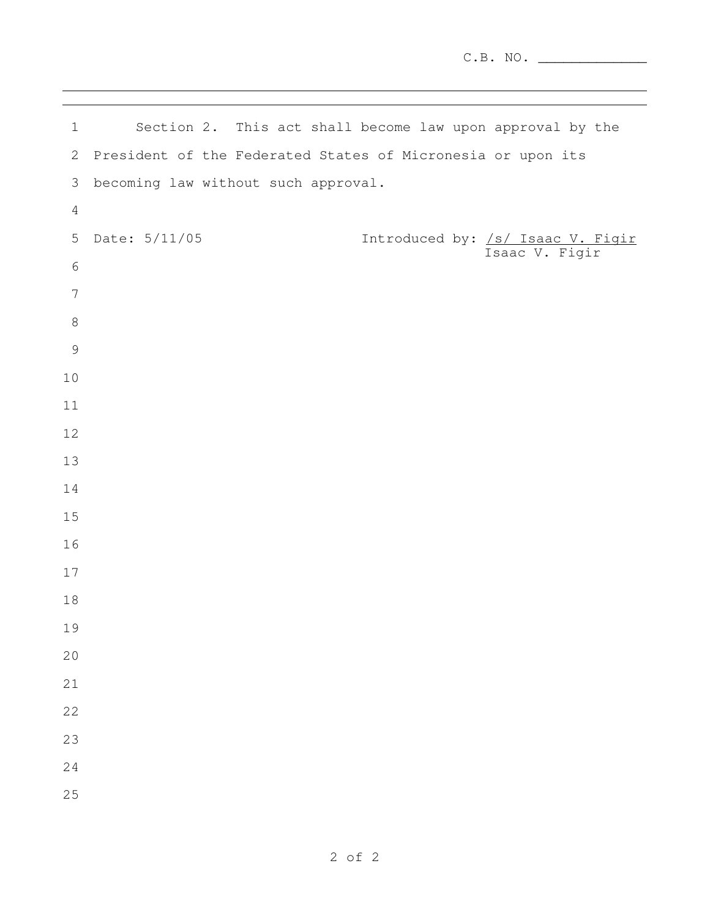C.B. NO. ____________

Section 2. This act shall become law upon approval by the President of the Federated States of Micronesia or upon its becoming law without such approval.

Date: 5/11/05

Introduced by: /s/ Isaac V. Figir
Isaac V. Figir